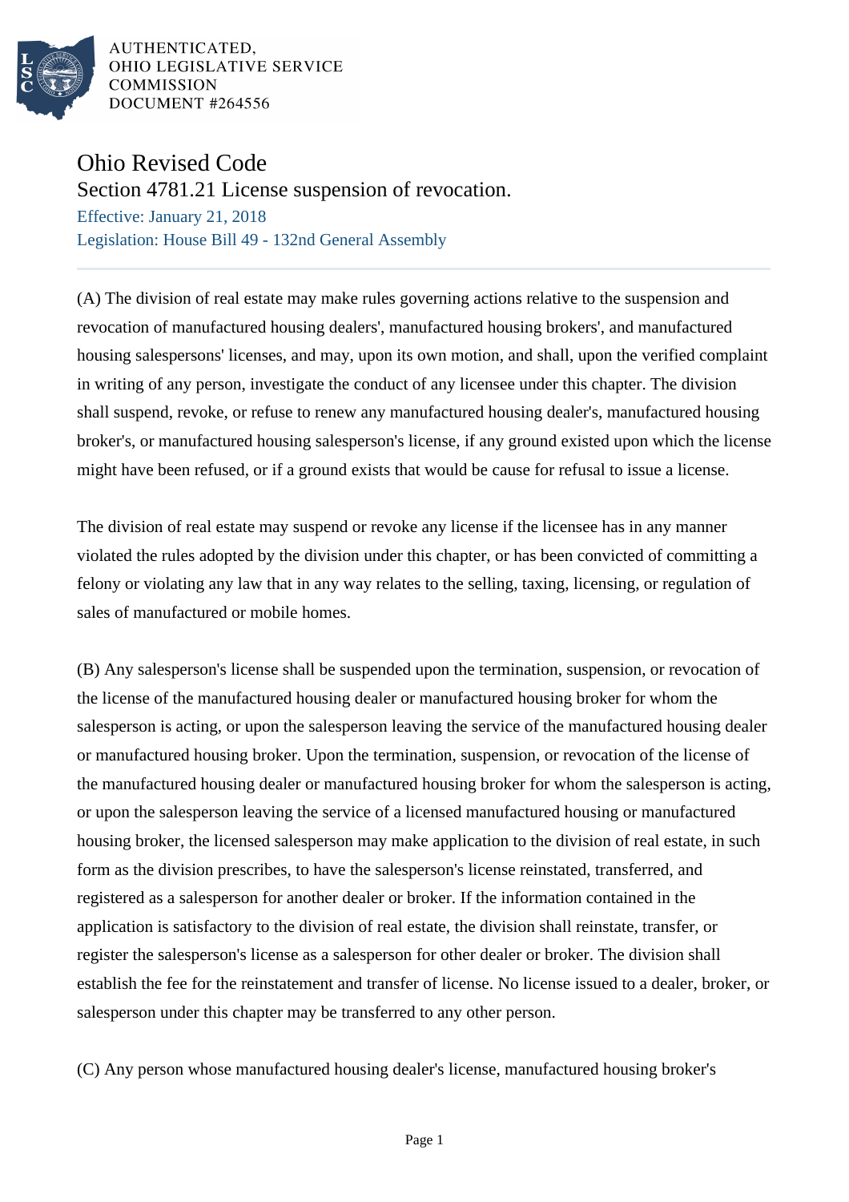AUTHENTICATED,
OHIO LEGISLATIVE SERVICE
COMMISSION
DOCUMENT #264556

# Ohio Revised Code

## Section 4781.21 License suspension of revocation.

Effective: January 21, 2018

Legislation: House Bill 49 - 132nd General Assembly

---

(A) The division of real estate may make rules governing actions relative to the suspension and revocation of manufactured housing dealers', manufactured housing brokers', and manufactured housing salespersons' licenses, and may, upon its own motion, and shall, upon the verified complaint in writing of any person, investigate the conduct of any licensee under this chapter. The division shall suspend, revoke, or refuse to renew any manufactured housing dealer's, manufactured housing broker's, or manufactured housing salesperson's license, if any ground existed upon which the license might have been refused, or if a ground exists that would be cause for refusal to issue a license.

The division of real estate may suspend or revoke any license if the licensee has in any manner violated the rules adopted by the division under this chapter, or has been convicted of committing a felony or violating any law that in any way relates to the selling, taxing, licensing, or regulation of sales of manufactured or mobile homes.

(B) Any salesperson's license shall be suspended upon the termination, suspension, or revocation of the license of the manufactured housing dealer or manufactured housing broker for whom the salesperson is acting, or upon the salesperson leaving the service of the manufactured housing dealer or manufactured housing broker. Upon the termination, suspension, or revocation of the license of the manufactured housing dealer or manufactured housing broker for whom the salesperson is acting, or upon the salesperson leaving the service of a licensed manufactured housing or manufactured housing broker, the licensed salesperson may make application to the division of real estate, in such form as the division prescribes, to have the salesperson's license reinstated, transferred, and registered as a salesperson for another dealer or broker. If the information contained in the application is satisfactory to the division of real estate, the division shall reinstate, transfer, or register the salesperson's license as a salesperson for other dealer or broker. The division shall establish the fee for the reinstatement and transfer of license. No license issued to a dealer, broker, or salesperson under this chapter may be transferred to any other person.

(C) Any person whose manufactured housing dealer's license, manufactured housing broker's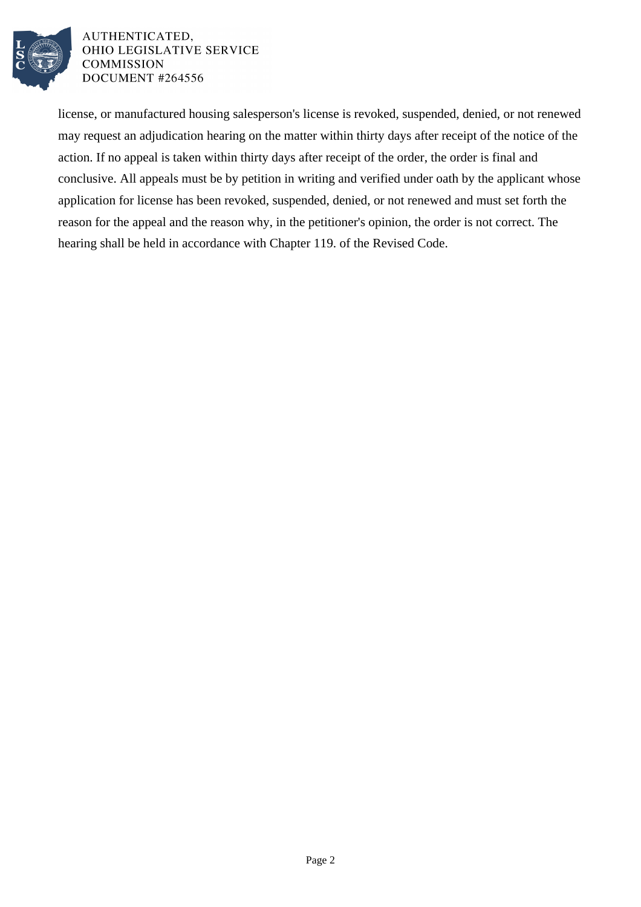license, or manufactured housing salesperson's license is revoked, suspended, denied, or not renewed may request an adjudication hearing on the matter within thirty days after receipt of the notice of the action. If no appeal is taken within thirty days after receipt of the order, the order is final and conclusive. All appeals must be by petition in writing and verified under oath by the applicant whose application for license has been revoked, suspended, denied, or not renewed and must set forth the reason for the appeal and the reason why, in the petitioner's opinion, the order is not correct. The hearing shall be held in accordance with Chapter 119. of the Revised Code.